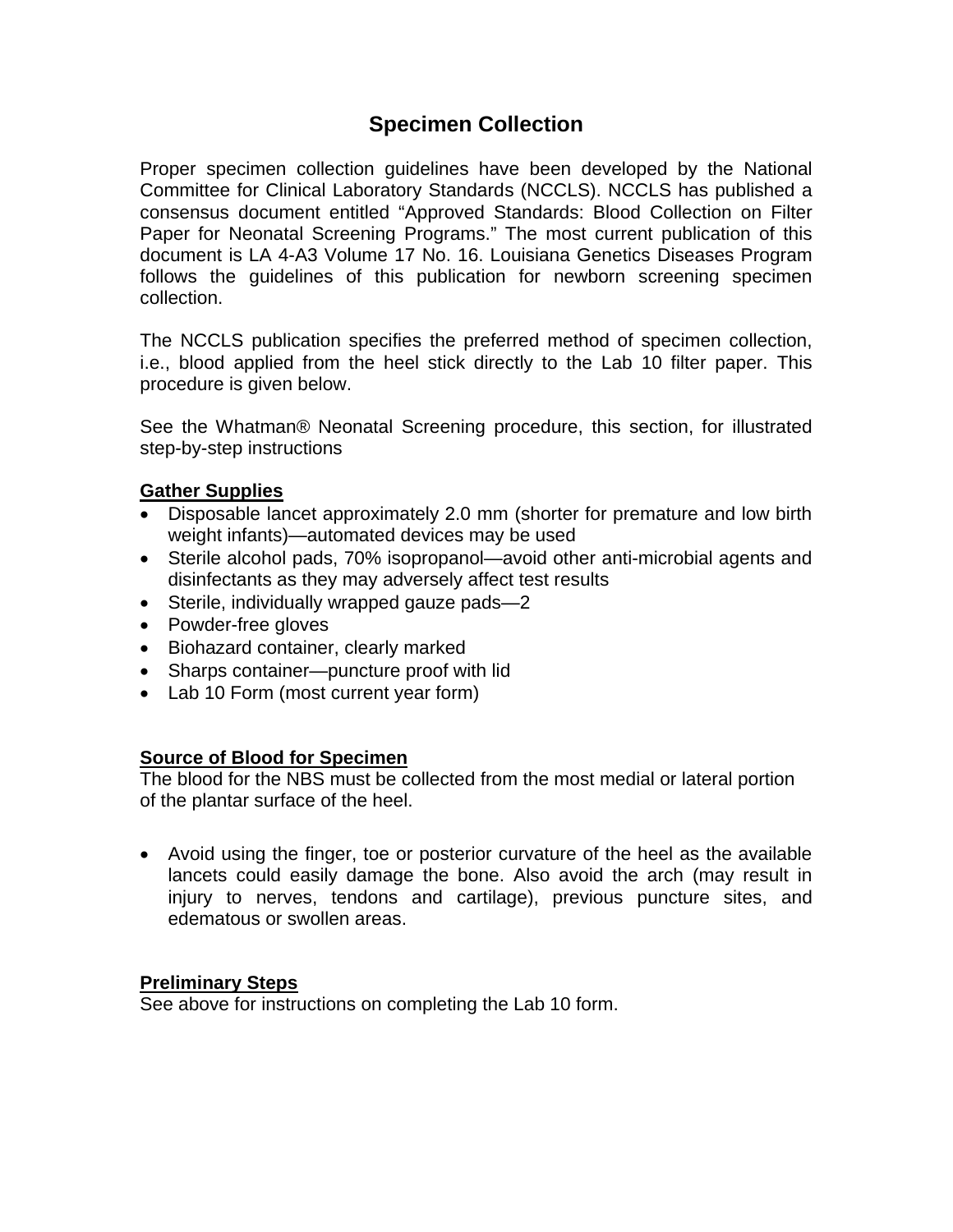# Specimen Collection

Proper specimen collection guidelines have been developed by the National Committee for Clinical Laboratory Standards (NCCLS). NCCLS has published a consensus document entitled "Approved Standards: Blood Collection on Filter Paper for Neonatal Screening Programs." The most current publication of this document is LA 4-A3 Volume 17 No. 16. Louisiana Genetics Diseases Program follows the guidelines of this publication for newborn screening specimen collection.

The NCCLS publication specifies the preferred method of specimen collection, i.e., blood applied from the heel stick directly to the Lab 10 filter paper. This procedure is given below.

See the Whatman® Neonatal Screening procedure, this section, for illustrated step-by-step instructions

## Gather Supplies

- Disposable lancet approximately 2.0 mm (shorter for premature and low birth weight infants)—automated devices may be used
- Sterile alcohol pads, 70% isopropanol—avoid other anti-microbial agents and disinfectants as they may adversely affect test results
- Sterile, individually wrapped gauze pads—2
- Powder-free gloves
- Biohazard container, clearly marked
- Sharps container—puncture proof with lid
- Lab 10 Form (most current year form)

## Source of Blood for Specimen

The blood for the NBS must be collected from the most medial or lateral portion of the plantar surface of the heel.

- Avoid using the finger, toe or posterior curvature of the heel as the available lancets could easily damage the bone. Also avoid the arch (may result in injury to nerves, tendons and cartilage), previous puncture sites, and edematous or swollen areas.

## Preliminary Steps

See above for instructions on completing the Lab 10 form.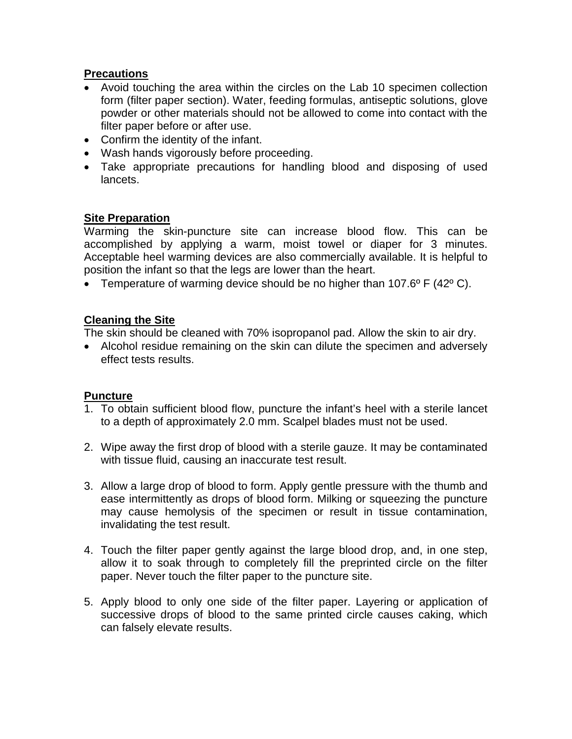**Precautions**

- Avoid touching the area within the circles on the Lab 10 specimen collection form (filter paper section). Water, feeding formulas, antiseptic solutions, glove powder or other materials should not be allowed to come into contact with the filter paper before or after use.
- Confirm the identity of the infant.
- Wash hands vigorously before proceeding.
- Take appropriate precautions for handling blood and disposing of used lancets.

**Site Preparation**

Warming the skin-puncture site can increase blood flow. This can be accomplished by applying a warm, moist towel or diaper for 3 minutes. Acceptable heel warming devices are also commercially available. It is helpful to position the infant so that the legs are lower than the heart.

- Temperature of warming device should be no higher than 107.6º F (42º C).

**Cleaning the Site**

The skin should be cleaned with 70% isopropanol pad. Allow the skin to air dry.

- Alcohol residue remaining on the skin can dilute the specimen and adversely effect tests results.

**Puncture**

1. To obtain sufficient blood flow, puncture the infant's heel with a sterile lancet to a depth of approximately 2.0 mm. Scalpel blades must not be used.

2. Wipe away the first drop of blood with a sterile gauze. It may be contaminated with tissue fluid, causing an inaccurate test result.

3. Allow a large drop of blood to form. Apply gentle pressure with the thumb and ease intermittently as drops of blood form. Milking or squeezing the puncture may cause hemolysis of the specimen or result in tissue contamination, invalidating the test result.

4. Touch the filter paper gently against the large blood drop, and, in one step, allow it to soak through to completely fill the preprinted circle on the filter paper. Never touch the filter paper to the puncture site.

5. Apply blood to only one side of the filter paper. Layering or application of successive drops of blood to the same printed circle causes caking, which can falsely elevate results.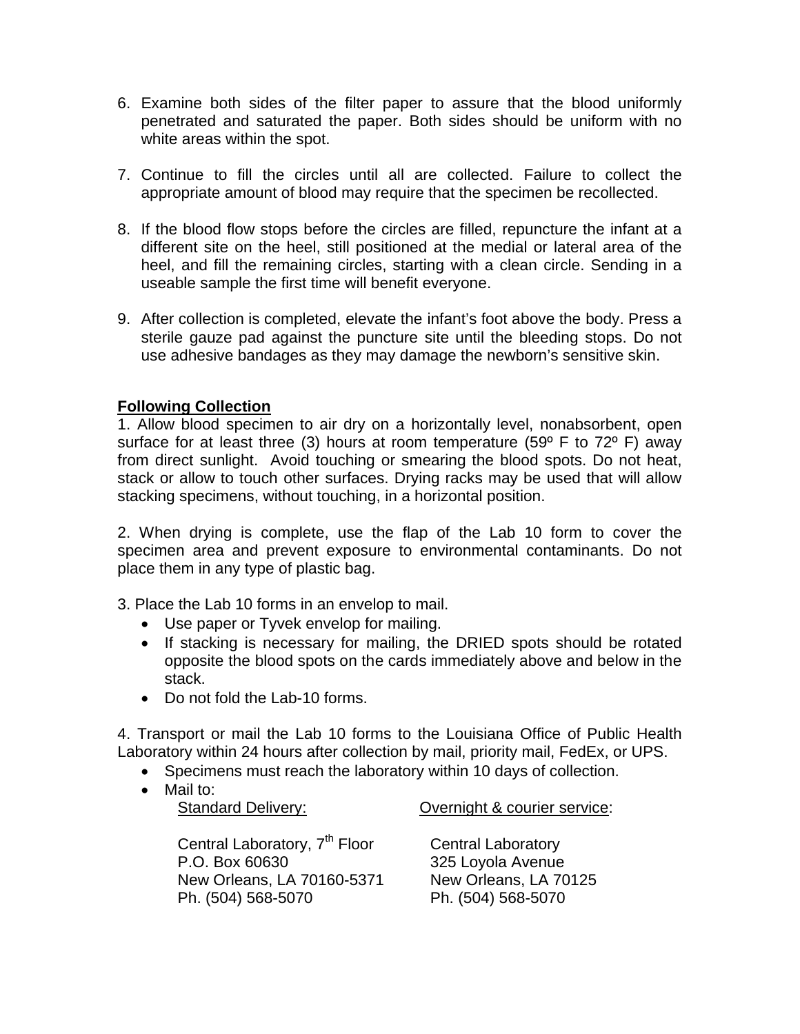6. Examine both sides of the filter paper to assure that the blood uniformly penetrated and saturated the paper. Both sides should be uniform with no white areas within the spot.

7. Continue to fill the circles until all are collected. Failure to collect the appropriate amount of blood may require that the specimen be recollected.

8. If the blood flow stops before the circles are filled, repuncture the infant at a different site on the heel, still positioned at the medial or lateral area of the heel, and fill the remaining circles, starting with a clean circle. Sending in a useable sample the first time will benefit everyone.

9. After collection is completed, elevate the infant's foot above the body. Press a sterile gauze pad against the puncture site until the bleeding stops. Do not use adhesive bandages as they may damage the newborn's sensitive skin.

**Following Collection**

1. Allow blood specimen to air dry on a horizontally level, nonabsorbent, open surface for at least three (3) hours at room temperature (59º F to 72º F) away from direct sunlight. Avoid touching or smearing the blood spots. Do not heat, stack or allow to touch other surfaces. Drying racks may be used that will allow stacking specimens, without touching, in a horizontal position.

2. When drying is complete, use the flap of the Lab 10 form to cover the specimen area and prevent exposure to environmental contaminants. Do not place them in any type of plastic bag.

3. Place the Lab 10 forms in an envelop to mail.
   - Use paper or Tyvek envelop for mailing.
   - If stacking is necessary for mailing, the DRIED spots should be rotated opposite the blood spots on the cards immediately above and below in the stack.
   - Do not fold the Lab-10 forms.

4. Transport or mail the Lab 10 forms to the Louisiana Office of Public Health Laboratory within 24 hours after collection by mail, priority mail, FedEx, or UPS.
   - Specimens must reach the laboratory within 10 days of collection.
   - Mail to:

     Standard Delivery:

     Central Laboratory, 7th Floor
     P.O. Box 60630
     New Orleans, LA 70160-5371
     Ph. (504) 568-5070

     Overnight & courier service:

     Central Laboratory
     325 Loyola Avenue
     New Orleans, LA 70125
     Ph. (504) 568-5070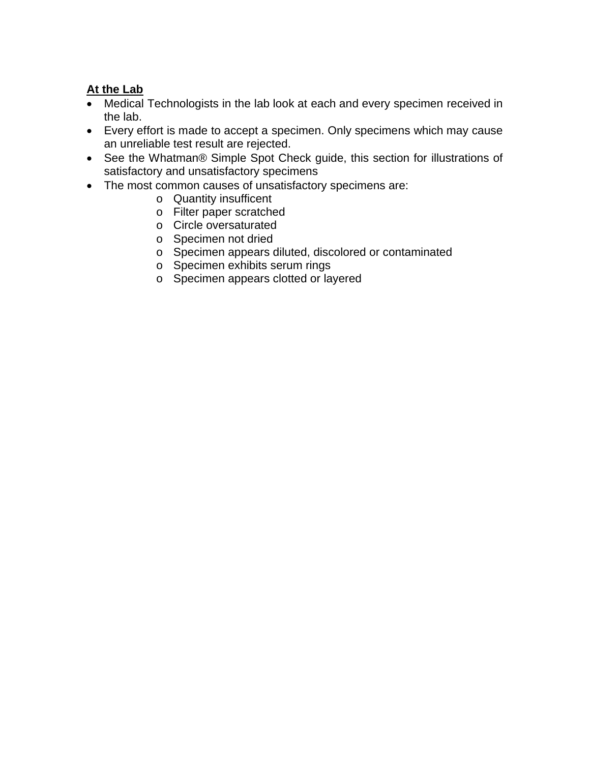**At the Lab**

- Medical Technologists in the lab look at each and every specimen received in the lab.
- Every effort is made to accept a specimen. Only specimens which may cause an unreliable test result are rejected.
- See the Whatman® Simple Spot Check guide, this section for illustrations of satisfactory and unsatisfactory specimens
- The most common causes of unsatisfactory specimens are:
  - Quantity insufficent
  - Filter paper scratched
  - Circle oversaturated
  - Specimen not dried
  - Specimen appears diluted, discolored or contaminated
  - Specimen exhibits serum rings
  - Specimen appears clotted or layered